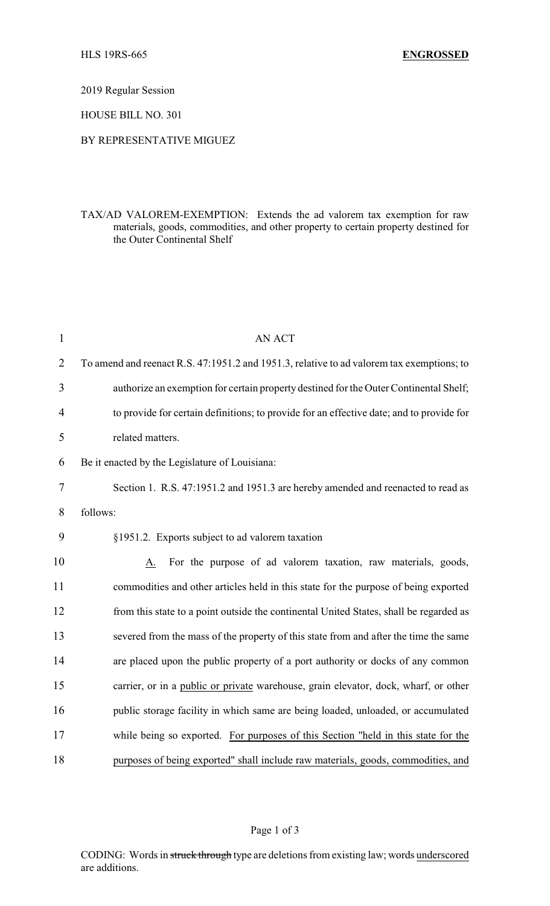HLS 19RS-665 **ENGROSSED**

2019 Regular Session

HOUSE BILL NO. 301

BY REPRESENTATIVE MIGUEZ

TAX/AD VALOREM-EXEMPTION: Extends the ad valorem tax exemption for raw materials, goods, commodities, and other property to certain property destined for the Outer Continental Shelf

AN ACT

To amend and reenact R.S. 47:1951.2 and 1951.3, relative to ad valorem tax exemptions; to authorize an exemption for certain property destined for the Outer Continental Shelf; to provide for certain definitions; to provide for an effective date; and to provide for related matters.

Be it enacted by the Legislature of Louisiana:

Section 1. R.S. 47:1951.2 and 1951.3 are hereby amended and reenacted to read as follows:

§1951.2. Exports subject to ad valorem taxation

<u>A.</u> For the purpose of ad valorem taxation, raw materials, goods, commodities and other articles held in this state for the purpose of being exported from this state to a point outside the continental United States, shall be regarded as severed from the mass of the property of this state from and after the time the same are placed upon the public property of a port authority or docks of any common carrier, or in a <u>public or private</u> warehouse, grain elevator, dock, wharf, or other public storage facility in which same are being loaded, unloaded, or accumulated while being so exported. <u>For purposes of this Section "held in this state for the purposes of being exported" shall include raw materials, goods, commodities, and</u>

CODING: Words in ~~struck through~~ type are deletions from existing law; words <u>underscored</u> are additions.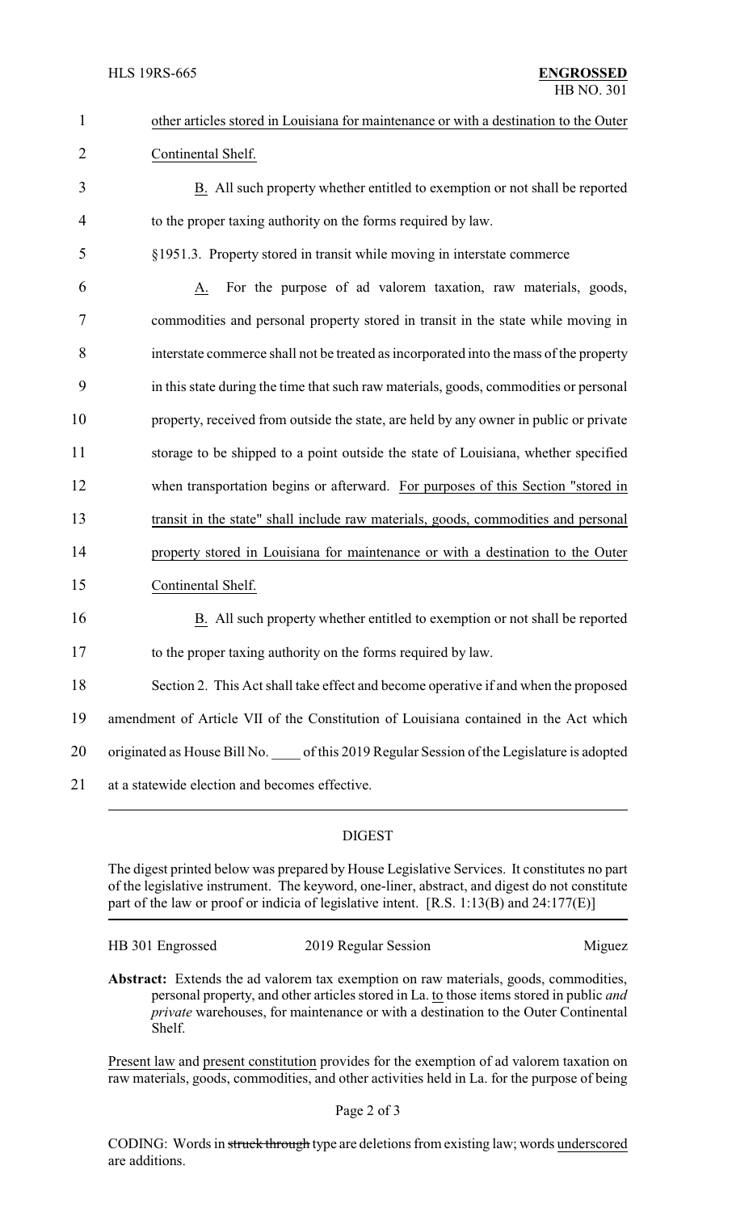other articles stored in Louisiana for maintenance or with a destination to the Outer Continental Shelf.

B. All such property whether entitled to exemption or not shall be reported to the proper taxing authority on the forms required by law.

§1951.3. Property stored in transit while moving in interstate commerce

A. For the purpose of ad valorem taxation, raw materials, goods, commodities and personal property stored in transit in the state while moving in interstate commerce shall not be treated as incorporated into the mass of the property in this state during the time that such raw materials, goods, commodities or personal property, received from outside the state, are held by any owner in public or private storage to be shipped to a point outside the state of Louisiana, whether specified when transportation begins or afterward. For purposes of this Section "stored in transit in the state" shall include raw materials, goods, commodities and personal property stored in Louisiana for maintenance or with a destination to the Outer Continental Shelf.

B. All such property whether entitled to exemption or not shall be reported to the proper taxing authority on the forms required by law.

Section 2. This Act shall take effect and become operative if and when the proposed amendment of Article VII of the Constitution of Louisiana contained in the Act which originated as House Bill No. ____ of this 2019 Regular Session of the Legislature is adopted at a statewide election and becomes effective.

## DIGEST

The digest printed below was prepared by House Legislative Services. It constitutes no part of the legislative instrument. The keyword, one-liner, abstract, and digest do not constitute part of the law or proof or indicia of legislative intent. [R.S. 1:13(B) and 24:177(E)]

HB 301 Engrossed | 2019 Regular Session | Miguez

**Abstract:** Extends the ad valorem tax exemption on raw materials, goods, commodities, personal property, and other articles stored in La. to those items stored in public *and private* warehouses, for maintenance or with a destination to the Outer Continental Shelf.

Present law and present constitution provides for the exemption of ad valorem taxation on raw materials, goods, commodities, and other activities held in La. for the purpose of being

CODING: Words in ~~struck through~~ type are deletions from existing law; words underscored are additions.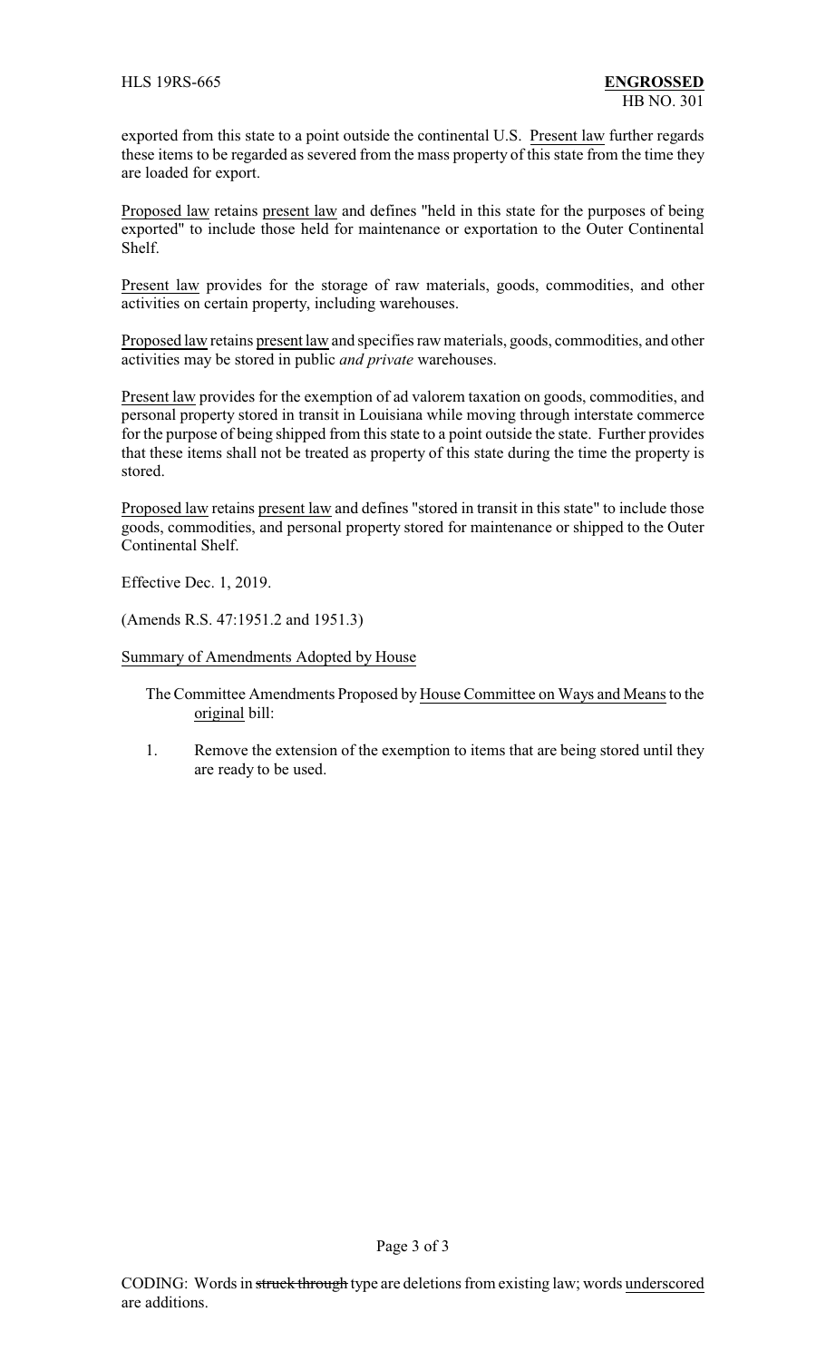exported from this state to a point outside the continental U.S. Present law further regards these items to be regarded as severed from the mass property of this state from the time they are loaded for export.

Proposed law retains present law and defines "held in this state for the purposes of being exported" to include those held for maintenance or exportation to the Outer Continental Shelf.

Present law provides for the storage of raw materials, goods, commodities, and other activities on certain property, including warehouses.

Proposed law retains present law and specifies raw materials, goods, commodities, and other activities may be stored in public *and private* warehouses.

Present law provides for the exemption of ad valorem taxation on goods, commodities, and personal property stored in transit in Louisiana while moving through interstate commerce for the purpose of being shipped from this state to a point outside the state. Further provides that these items shall not be treated as property of this state during the time the property is stored.

Proposed law retains present law and defines "stored in transit in this state" to include those goods, commodities, and personal property stored for maintenance or shipped to the Outer Continental Shelf.

Effective Dec. 1, 2019.

(Amends R.S. 47:1951.2 and 1951.3)

Summary of Amendments Adopted by House

The Committee Amendments Proposed by House Committee on Ways and Means to the original bill:

1. Remove the extension of the exemption to items that are being stored until they are ready to be used.

CODING: Words in ~~struck through~~ type are deletions from existing law; words underscored are additions.